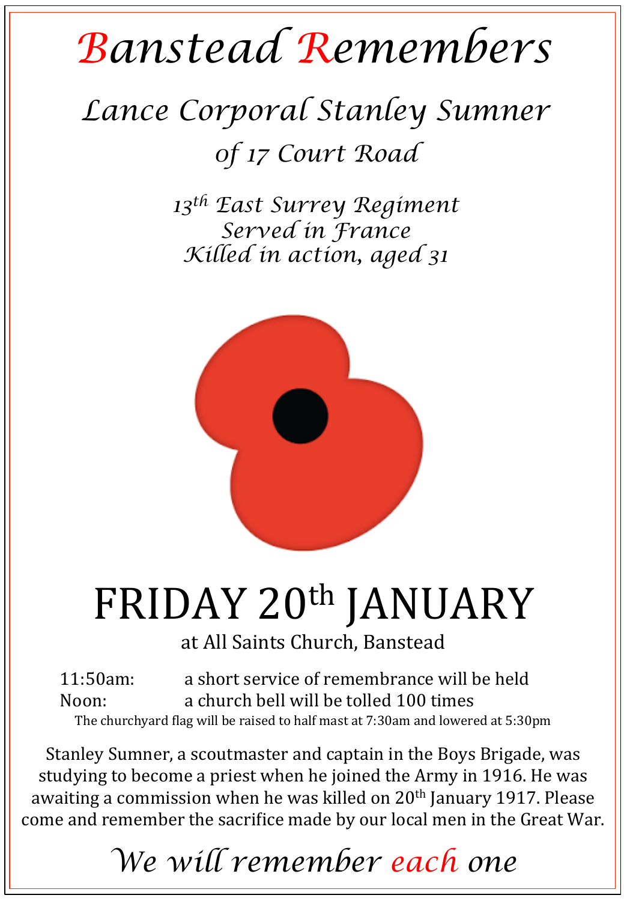# *Banstead Remembers*

## *Lance Corporal Stanley Sumner*

### *of 17 Court Road*

*13th East Surrey Regiment*
*Served in France*
*Killed in action, aged 31*

# FRIDAY 20th JANUARY

at All Saints Church, Banstead

11:50am: a short service of remembrance will be held
Noon: a church bell will be tolled 100 times

The churchyard flag will be raised to half mast at 7:30am and lowered at 5:30pm

Stanley Sumner, a scoutmaster and captain in the Boys Brigade, was studying to become a priest when he joined the Army in 1916. He was awaiting a commission when he was killed on 20th January 1917. Please come and remember the sacrifice made by our local men in the Great War.

*We will remember each one*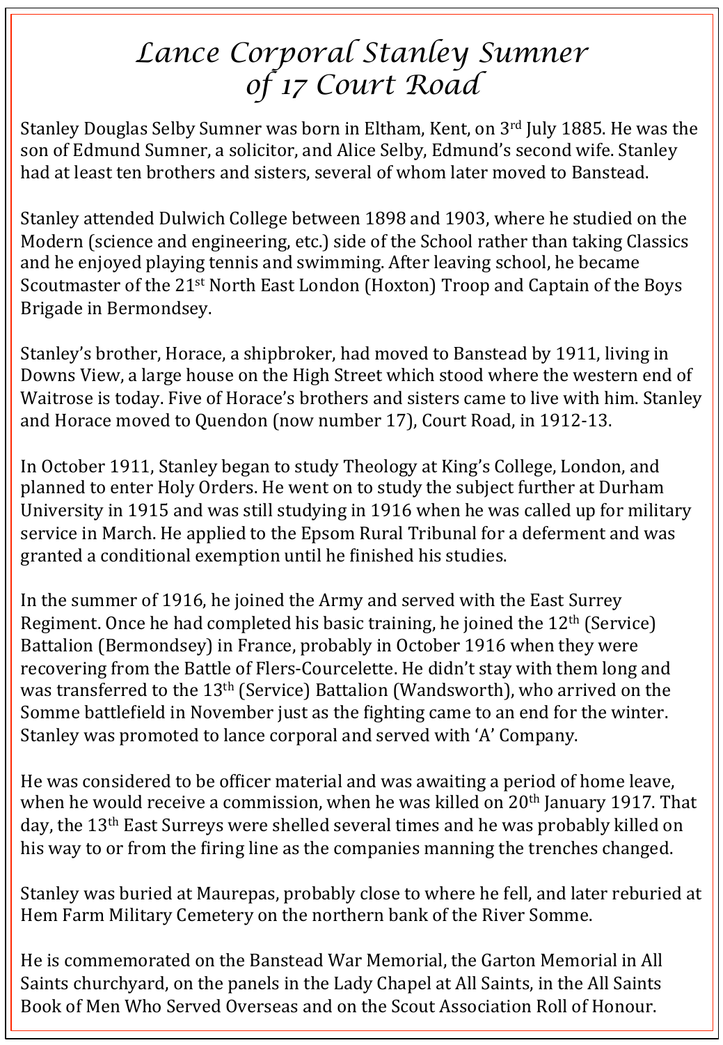# Lance Corporal Stanley Sumner of 17 Court Road

Stanley Douglas Selby Sumner was born in Eltham, Kent, on 3rd July 1885. He was the son of Edmund Sumner, a solicitor, and Alice Selby, Edmund's second wife. Stanley had at least ten brothers and sisters, several of whom later moved to Banstead.

Stanley attended Dulwich College between 1898 and 1903, where he studied on the Modern (science and engineering, etc.) side of the School rather than taking Classics and he enjoyed playing tennis and swimming. After leaving school, he became Scoutmaster of the 21st North East London (Hoxton) Troop and Captain of the Boys Brigade in Bermondsey.

Stanley's brother, Horace, a shipbroker, had moved to Banstead by 1911, living in Downs View, a large house on the High Street which stood where the western end of Waitrose is today. Five of Horace's brothers and sisters came to live with him. Stanley and Horace moved to Quendon (now number 17), Court Road, in 1912-13.

In October 1911, Stanley began to study Theology at King's College, London, and planned to enter Holy Orders. He went on to study the subject further at Durham University in 1915 and was still studying in 1916 when he was called up for military service in March. He applied to the Epsom Rural Tribunal for a deferment and was granted a conditional exemption until he finished his studies.

In the summer of 1916, he joined the Army and served with the East Surrey Regiment. Once he had completed his basic training, he joined the 12th (Service) Battalion (Bermondsey) in France, probably in October 1916 when they were recovering from the Battle of Flers-Courcelette. He didn't stay with them long and was transferred to the 13th (Service) Battalion (Wandsworth), who arrived on the Somme battlefield in November just as the fighting came to an end for the winter. Stanley was promoted to lance corporal and served with 'A' Company.

He was considered to be officer material and was awaiting a period of home leave, when he would receive a commission, when he was killed on 20th January 1917. That day, the 13th East Surreys were shelled several times and he was probably killed on his way to or from the firing line as the companies manning the trenches changed.

Stanley was buried at Maurepas, probably close to where he fell, and later reburied at Hem Farm Military Cemetery on the northern bank of the River Somme.

He is commemorated on the Banstead War Memorial, the Garton Memorial in All Saints churchyard, on the panels in the Lady Chapel at All Saints, in the All Saints Book of Men Who Served Overseas and on the Scout Association Roll of Honour.